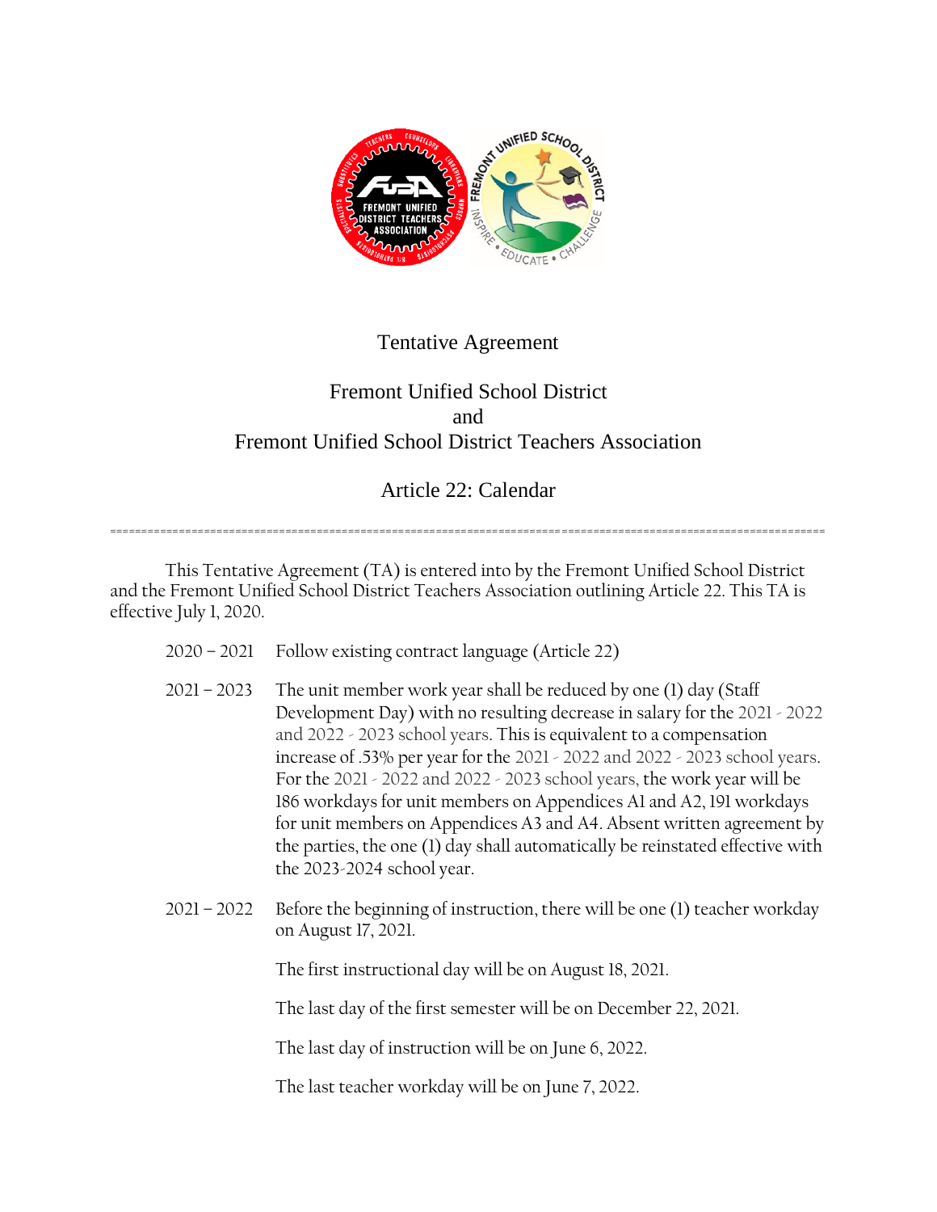# Tentative Agreement

## Fremont Unified School District
## and
## Fremont Unified School District Teachers Association

## Article 22: Calendar

---

This Tentative Agreement (TA) is entered into by the Fremont Unified School District and the Fremont Unified School District Teachers Association outlining Article 22. This TA is effective July 1, 2020.

2020 – 2021 Follow existing contract language (Article 22)

2021 – 2023 The unit member work year shall be reduced by one (1) day (Staff Development Day) with no resulting decrease in salary for the 2021 - 2022 and 2022 - 2023 school years. This is equivalent to a compensation increase of .53% per year for the 2021 - 2022 and 2022 - 2023 school years. For the 2021 - 2022 and 2022 - 2023 school years, the work year will be 186 workdays for unit members on Appendices A1 and A2, 191 workdays for unit members on Appendices A3 and A4. Absent written agreement by the parties, the one (1) day shall automatically be reinstated effective with the 2023-2024 school year.

2021 – 2022 Before the beginning of instruction, there will be one (1) teacher workday on August 17, 2021.

The first instructional day will be on August 18, 2021.

The last day of the first semester will be on December 22, 2021.

The last day of instruction will be on June 6, 2022.

The last teacher workday will be on June 7, 2022.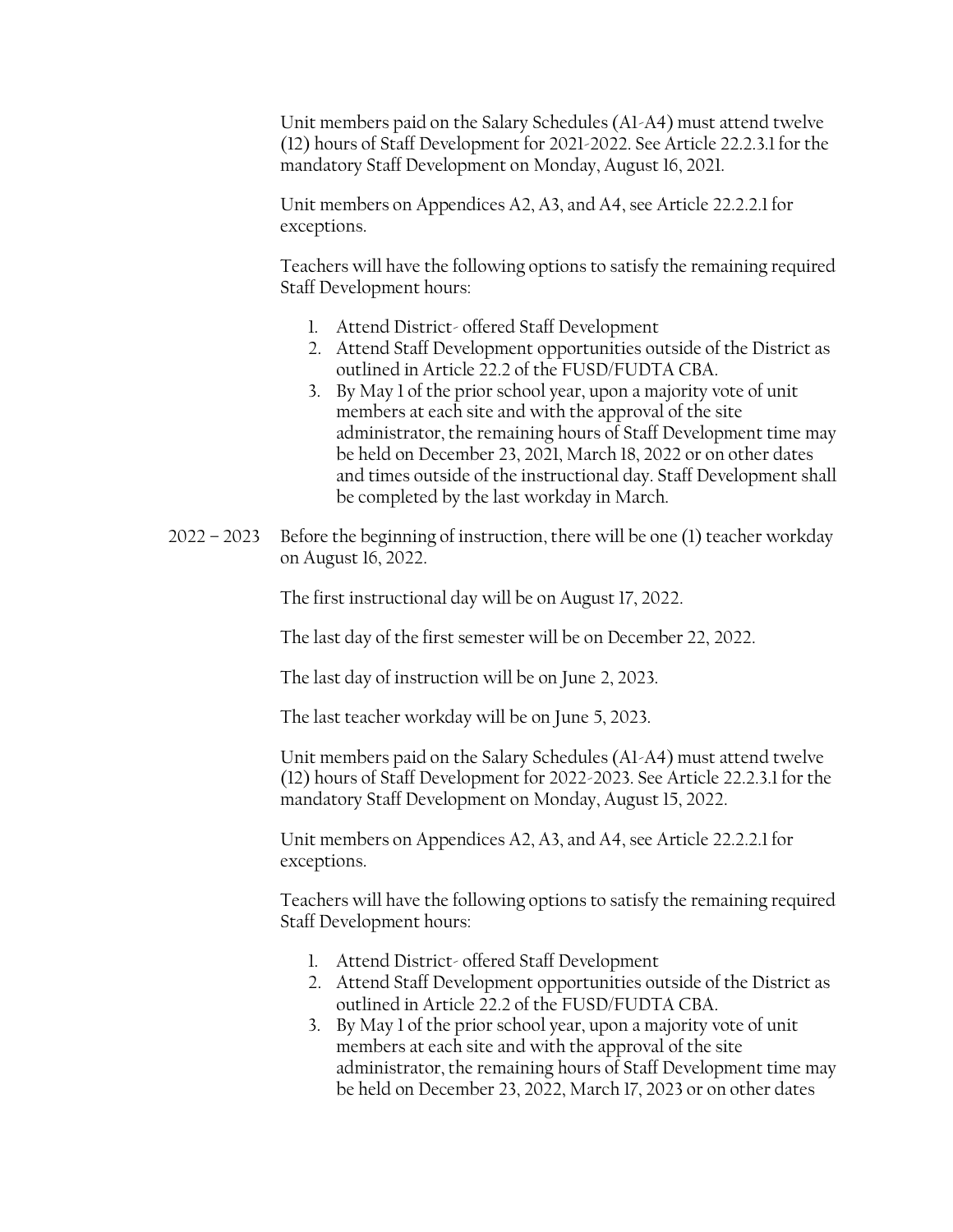Unit members paid on the Salary Schedules (A1-A4) must attend twelve (12) hours of Staff Development for 2021-2022. See Article 22.2.3.1 for the mandatory Staff Development on Monday, August 16, 2021.

Unit members on Appendices A2, A3, and A4, see Article 22.2.2.1 for exceptions.

Teachers will have the following options to satisfy the remaining required Staff Development hours:

1. Attend District- offered Staff Development
2. Attend Staff Development opportunities outside of the District as outlined in Article 22.2 of the FUSD/FUDTA CBA.
3. By May 1 of the prior school year, upon a majority vote of unit members at each site and with the approval of the site administrator, the remaining hours of Staff Development time may be held on December 23, 2021, March 18, 2022 or on other dates and times outside of the instructional day. Staff Development shall be completed by the last workday in March.

2022 – 2023 Before the beginning of instruction, there will be one (1) teacher workday on August 16, 2022.

The first instructional day will be on August 17, 2022.

The last day of the first semester will be on December 22, 2022.

The last day of instruction will be on June 2, 2023.

The last teacher workday will be on June 5, 2023.

Unit members paid on the Salary Schedules (A1-A4) must attend twelve (12) hours of Staff Development for 2022-2023. See Article 22.2.3.1 for the mandatory Staff Development on Monday, August 15, 2022.

Unit members on Appendices A2, A3, and A4, see Article 22.2.2.1 for exceptions.

Teachers will have the following options to satisfy the remaining required Staff Development hours:

1. Attend District- offered Staff Development
2. Attend Staff Development opportunities outside of the District as outlined in Article 22.2 of the FUSD/FUDTA CBA.
3. By May 1 of the prior school year, upon a majority vote of unit members at each site and with the approval of the site administrator, the remaining hours of Staff Development time may be held on December 23, 2022, March 17, 2023 or on other dates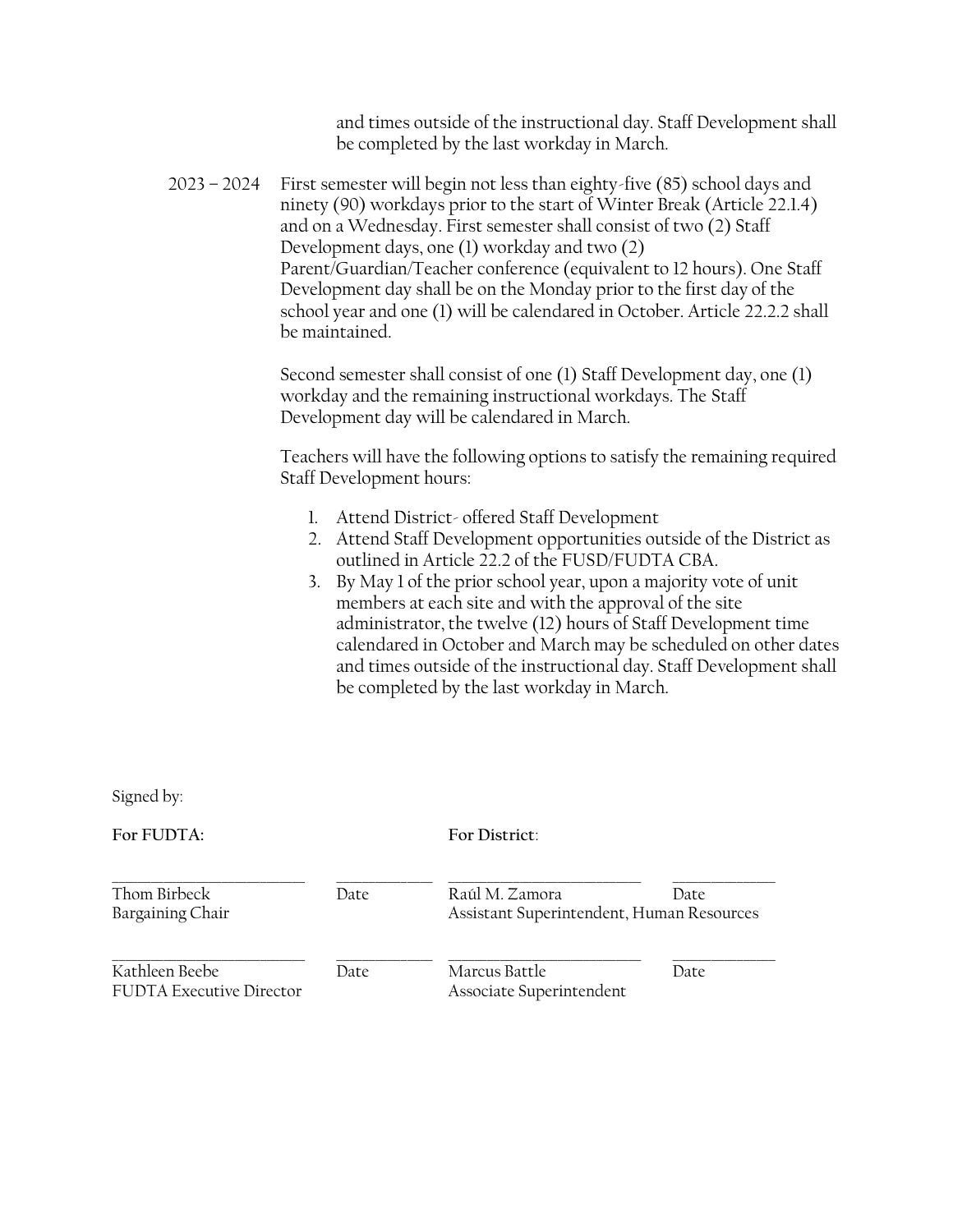and times outside of the instructional day. Staff Development shall be completed by the last workday in March.

2023 – 2024 First semester will begin not less than eighty-five (85) school days and ninety (90) workdays prior to the start of Winter Break (Article 22.1.4) and on a Wednesday. First semester shall consist of two (2) Staff Development days, one (1) workday and two (2) Parent/Guardian/Teacher conference (equivalent to 12 hours). One Staff Development day shall be on the Monday prior to the first day of the school year and one (1) will be calendared in October. Article 22.2.2 shall be maintained.

Second semester shall consist of one (1) Staff Development day, one (1) workday and the remaining instructional workdays. The Staff Development day will be calendared in March.

Teachers will have the following options to satisfy the remaining required Staff Development hours:

1. Attend District- offered Staff Development
2. Attend Staff Development opportunities outside of the District as outlined in Article 22.2 of the FUSD/FUDTA CBA.
3. By May 1 of the prior school year, upon a majority vote of unit members at each site and with the approval of the site administrator, the twelve (12) hours of Staff Development time calendared in October and March may be scheduled on other dates and times outside of the instructional day. Staff Development shall be completed by the last workday in March.

Signed by:

| **For FUDTA:** | | **For District**: | |
|---|---|---|---|
| ______________________ | __________ | ______________________ | __________ |
| Thom Birbeck<br>Bargaining Chair | Date | Raúl M. Zamora<br>Assistant Superintendent, Human Resources | Date |
| ______________________ | __________ | ______________________ | __________ |
| Kathleen Beebe<br>FUDTA Executive Director | Date | Marcus Battle<br>Associate Superintendent | Date |